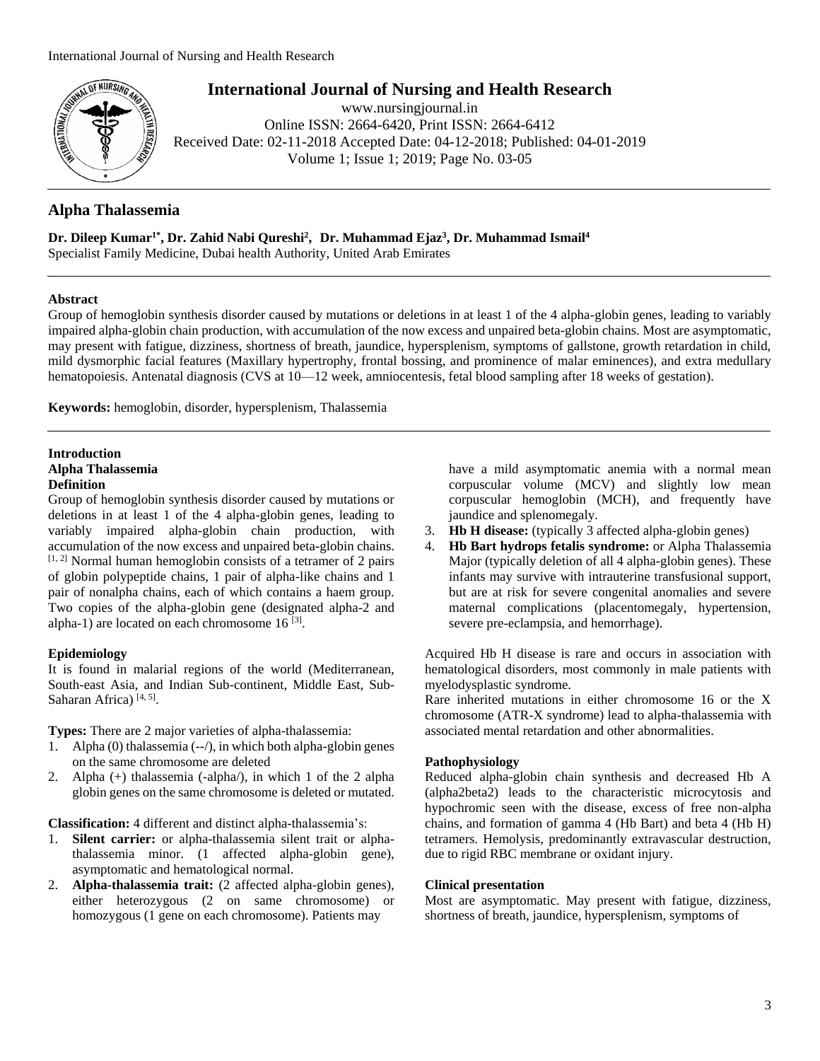# International Journal of Nursing and Health Research

www.nursingjournal.in
Online ISSN: 2664-6420, Print ISSN: 2664-6412
Received Date: 02-11-2018 Accepted Date: 04-12-2018; Published: 04-01-2019
Volume 1; Issue 1; 2019; Page No. 03-05

## Alpha Thalassemia

**Dr. Dileep Kumar[1*], Dr. Zahid Nabi Qureshi[2], Dr. Muhammad Ejaz[3], Dr. Muhammad Ismail[4]**
Specialist Family Medicine, Dubai health Authority, United Arab Emirates

### Abstract

Group of hemoglobin synthesis disorder caused by mutations or deletions in at least 1 of the 4 alpha-globin genes, leading to variably impaired alpha-globin chain production, with accumulation of the now excess and unpaired beta-globin chains. Most are asymptomatic, may present with fatigue, dizziness, shortness of breath, jaundice, hypersplenism, symptoms of gallstone, growth retardation in child, mild dysmorphic facial features (Maxillary hypertrophy, frontal bossing, and prominence of malar eminences), and extra medullary hematopoiesis. Antenatal diagnosis (CVS at 10—12 week, amniocentesis, fetal blood sampling after 18 weeks of gestation).

**Keywords:** hemoglobin, disorder, hypersplenism, Thalassemia

### Introduction

#### Alpha Thalassemia

#### Definition

Group of hemoglobin synthesis disorder caused by mutations or deletions in at least 1 of the 4 alpha-globin genes, leading to variably impaired alpha-globin chain production, with accumulation of the now excess and unpaired beta-globin chains. [1, 2] Normal human hemoglobin consists of a tetramer of 2 pairs of globin polypeptide chains, 1 pair of alpha-like chains and 1 pair of nonalpha chains, each of which contains a haem group. Two copies of the alpha-globin gene (designated alpha-2 and alpha-1) are located on each chromosome 16 [3].

#### Epidemiology

It is found in malarial regions of the world (Mediterranean, South-east Asia, and Indian Sub-continent, Middle East, Sub-Saharan Africa) [4, 5].

**Types:** There are 2 major varieties of alpha-thalassemia:

1. Alpha (0) thalassemia (--/), in which both alpha-globin genes on the same chromosome are deleted
2. Alpha (+) thalassemia (-alpha/), in which 1 of the 2 alpha globin genes on the same chromosome is deleted or mutated.

**Classification:** 4 different and distinct alpha-thalassemia's:

1. **Silent carrier:** or alpha-thalassemia silent trait or alpha-thalassemia minor. (1 affected alpha-globin gene), asymptomatic and hematological normal.
2. **Alpha-thalassemia trait:** (2 affected alpha-globin genes), either heterozygous (2 on same chromosome) or homozygous (1 gene on each chromosome). Patients may have a mild asymptomatic anemia with a normal mean corpuscular volume (MCV) and slightly low mean corpuscular hemoglobin (MCH), and frequently have jaundice and splenomegaly.
3. **Hb H disease:** (typically 3 affected alpha-globin genes)
4. **Hb Bart hydrops fetalis syndrome:** or Alpha Thalassemia Major (typically deletion of all 4 alpha-globin genes). These infants may survive with intrauterine transfusional support, but are at risk for severe congenital anomalies and severe maternal complications (placentomegaly, hypertension, severe pre-eclampsia, and hemorrhage).

Acquired Hb H disease is rare and occurs in association with hematological disorders, most commonly in male patients with myelodysplastic syndrome.

Rare inherited mutations in either chromosome 16 or the X chromosome (ATR-X syndrome) lead to alpha-thalassemia with associated mental retardation and other abnormalities.

#### Pathophysiology

Reduced alpha-globin chain synthesis and decreased Hb A (alpha2beta2) leads to the characteristic microcytosis and hypochromic seen with the disease, excess of free non-alpha chains, and formation of gamma 4 (Hb Bart) and beta 4 (Hb H) tetramers. Hemolysis, predominantly extravascular destruction, due to rigid RBC membrane or oxidant injury.

#### Clinical presentation

Most are asymptomatic. May present with fatigue, dizziness, shortness of breath, jaundice, hypersplenism, symptoms of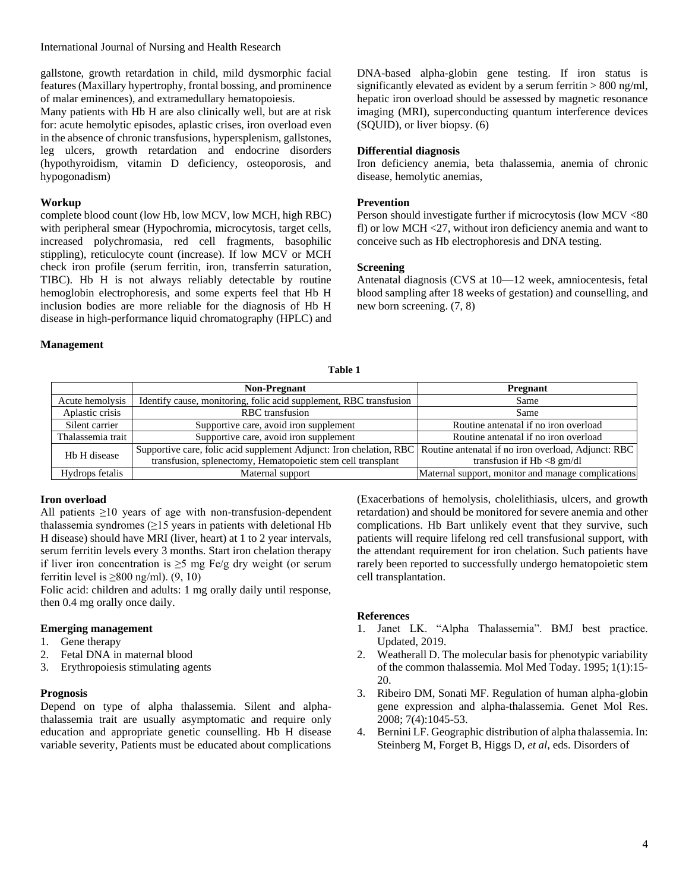gallstone, growth retardation in child, mild dysmorphic facial features (Maxillary hypertrophy, frontal bossing, and prominence of malar eminences), and extramedullary hematopoiesis.

Many patients with Hb H are also clinically well, but are at risk for: acute hemolytic episodes, aplastic crises, iron overload even in the absence of chronic transfusions, hypersplenism, gallstones, leg ulcers, growth retardation and endocrine disorders (hypothyroidism, vitamin D deficiency, osteoporosis, and hypogonadism)

**Workup**

complete blood count (low Hb, low MCV, low MCH, high RBC) with peripheral smear (Hypochromia, microcytosis, target cells, increased polychromasia, red cell fragments, basophilic stippling), reticulocyte count (increase). If low MCV or MCH check iron profile (serum ferritin, iron, transferrin saturation, TIBC). Hb H is not always reliably detectable by routine hemoglobin electrophoresis, and some experts feel that Hb H inclusion bodies are more reliable for the diagnosis of Hb H disease in high-performance liquid chromatography (HPLC) and DNA-based alpha-globin gene testing. If iron status is significantly elevated as evident by a serum ferritin > 800 ng/ml, hepatic iron overload should be assessed by magnetic resonance imaging (MRI), superconducting quantum interference devices (SQUID), or liver biopsy. (6)

**Differential diagnosis**

Iron deficiency anemia, beta thalassemia, anemia of chronic disease, hemolytic anemias,

**Prevention**

Person should investigate further if microcytosis (low MCV <80 fl) or low MCH <27, without iron deficiency anemia and want to conceive such as Hb electrophoresis and DNA testing.

**Screening**

Antenatal diagnosis (CVS at 10—12 week, amniocentesis, fetal blood sampling after 18 weeks of gestation) and counselling, and new born screening. (7, 8)

**Management**

**Table 1**

| | Non-Pregnant | Pregnant |
|---|---|---|
| Acute hemolysis | Identify cause, monitoring, folic acid supplement, RBC transfusion | Same |
| Aplastic crisis | RBC transfusion | Same |
| Silent carrier | Supportive care, avoid iron supplement | Routine antenatal if no iron overload |
| Thalassemia trait | Supportive care, avoid iron supplement | Routine antenatal if no iron overload |
| Hb H disease | Supportive care, folic acid supplement Adjunct: Iron chelation, RBC transfusion, splenectomy, Hematopoietic stem cell transplant | Routine antenatal if no iron overload, Adjunct: RBC transfusion if Hb <8 gm/dl |
| Hydrops fetalis | Maternal support | Maternal support, monitor and manage complications |

**Iron overload**

All patients ≥10 years of age with non-transfusion-dependent thalassemia syndromes (≥15 years in patients with deletional Hb H disease) should have MRI (liver, heart) at 1 to 2 year intervals, serum ferritin levels every 3 months. Start iron chelation therapy if liver iron concentration is ≥5 mg Fe/g dry weight (or serum ferritin level is ≥800 ng/ml). (9, 10)

Folic acid: children and adults: 1 mg orally daily until response, then 0.4 mg orally once daily.

**Emerging management**

1. Gene therapy
2. Fetal DNA in maternal blood
3. Erythropoiesis stimulating agents

**Prognosis**

Depend on type of alpha thalassemia. Silent and alpha-thalassemia trait are usually asymptomatic and require only education and appropriate genetic counselling. Hb H disease variable severity, Patients must be educated about complications (Exacerbations of hemolysis, cholelithiasis, ulcers, and growth retardation) and should be monitored for severe anemia and other complications. Hb Bart unlikely event that they survive, such patients will require lifelong red cell transfusional support, with the attendant requirement for iron chelation. Such patients have rarely been reported to successfully undergo hematopoietic stem cell transplantation.

**References**

1. Janet LK. "Alpha Thalassemia". BMJ best practice. Updated, 2019.
2. Weatherall D. The molecular basis for phenotypic variability of the common thalassemia. Mol Med Today. 1995; 1(1):15-20.
3. Ribeiro DM, Sonati MF. Regulation of human alpha-globin gene expression and alpha-thalassemia. Genet Mol Res. 2008; 7(4):1045-53.
4. Bernini LF. Geographic distribution of alpha thalassemia. In: Steinberg M, Forget B, Higgs D, *et al*, eds. Disorders of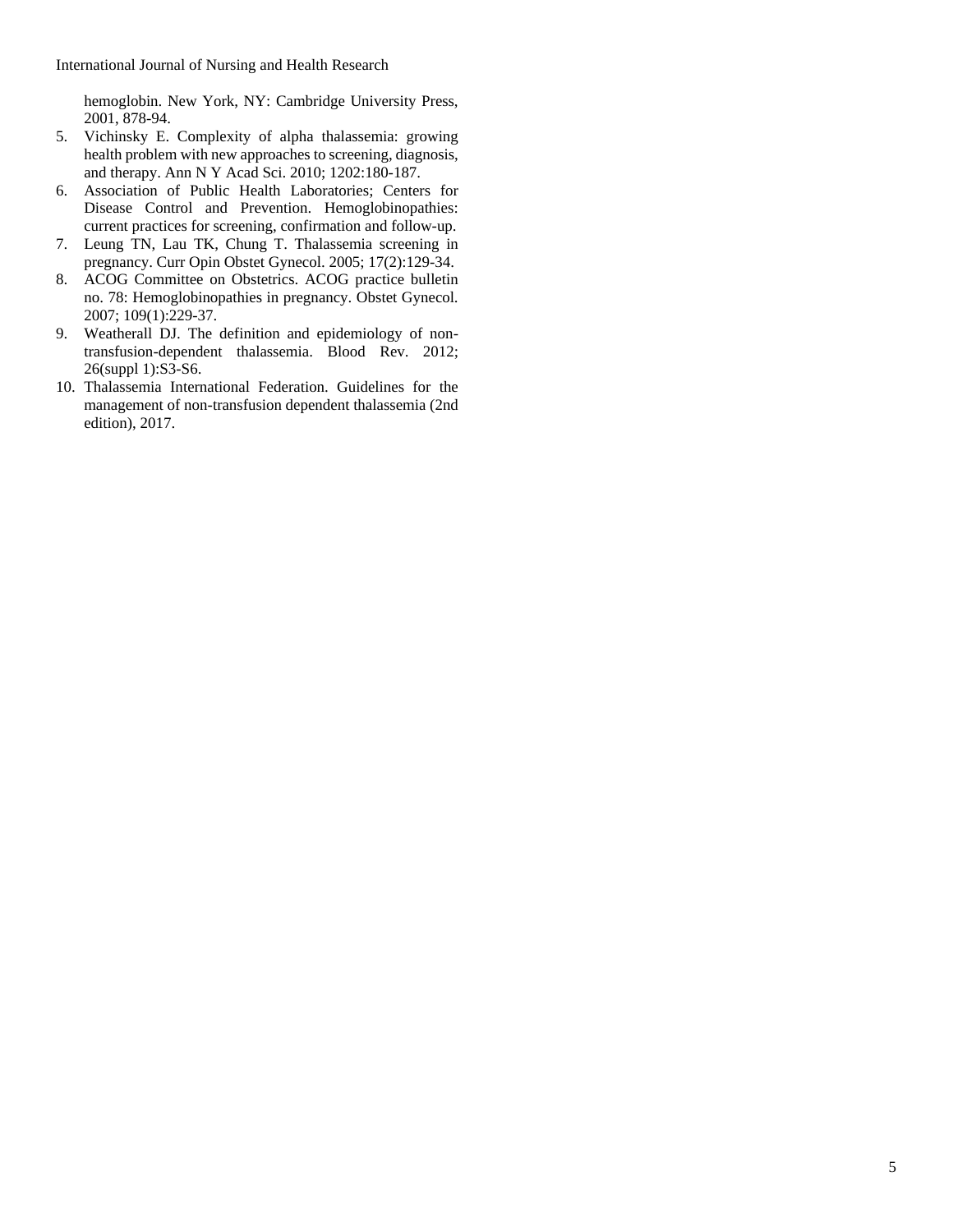hemoglobin. New York, NY: Cambridge University Press, 2001, 878-94.

5. Vichinsky E. Complexity of alpha thalassemia: growing health problem with new approaches to screening, diagnosis, and therapy. Ann N Y Acad Sci. 2010; 1202:180-187.
6. Association of Public Health Laboratories; Centers for Disease Control and Prevention. Hemoglobinopathies: current practices for screening, confirmation and follow-up.
7. Leung TN, Lau TK, Chung T. Thalassemia screening in pregnancy. Curr Opin Obstet Gynecol. 2005; 17(2):129-34.
8. ACOG Committee on Obstetrics. ACOG practice bulletin no. 78: Hemoglobinopathies in pregnancy. Obstet Gynecol. 2007; 109(1):229-37.
9. Weatherall DJ. The definition and epidemiology of non-transfusion-dependent thalassemia. Blood Rev. 2012; 26(suppl 1):S3-S6.
10. Thalassemia International Federation. Guidelines for the management of non-transfusion dependent thalassemia (2nd edition), 2017.